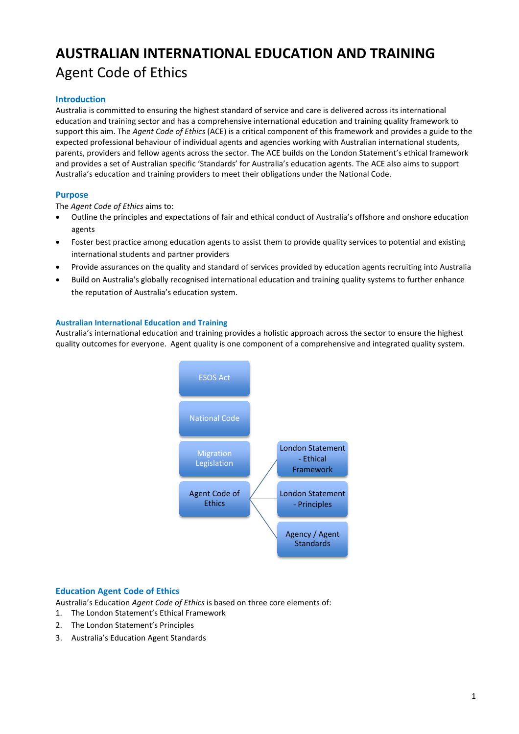# AUSTRALIAN INTERNATIONAL EDUCATION AND TRAINING

## Agent Code of Ethics

### Introduction

Australia is committed to ensuring the highest standard of service and care is delivered across its international education and training sector and has a comprehensive international education and training quality framework to support this aim. The *Agent Code of Ethics* (ACE) is a critical component of this framework and provides a guide to the expected professional behaviour of individual agents and agencies working with Australian international students, parents, providers and fellow agents across the sector. The ACE builds on the London Statement's ethical framework and provides a set of Australian specific 'Standards' for Australia's education agents. The ACE also aims to support Australia's education and training providers to meet their obligations under the National Code.

### Purpose

The *Agent Code of Ethics* aims to:

- Outline the principles and expectations of fair and ethical conduct of Australia's offshore and onshore education agents
- Foster best practice among education agents to assist them to provide quality services to potential and existing international students and partner providers
- Provide assurances on the quality and standard of services provided by education agents recruiting into Australia
- Build on Australia's globally recognised international education and training quality systems to further enhance the reputation of Australia's education system.

#### Australian International Education and Training

Australia's international education and training provides a holistic approach across the sector to ensure the highest quality outcomes for everyone. Agent quality is one component of a comprehensive and integrated quality system.

ESOS Act

National Code

Migration Legislation

Agent Code of Ethics

- London Statement - Ethical Framework
- London Statement - Principles
- Agency / Agent Standards

### Education Agent Code of Ethics

Australia's Education *Agent Code of Ethics* is based on three core elements of:

1. The London Statement's Ethical Framework
2. The London Statement's Principles
3. Australia's Education Agent Standards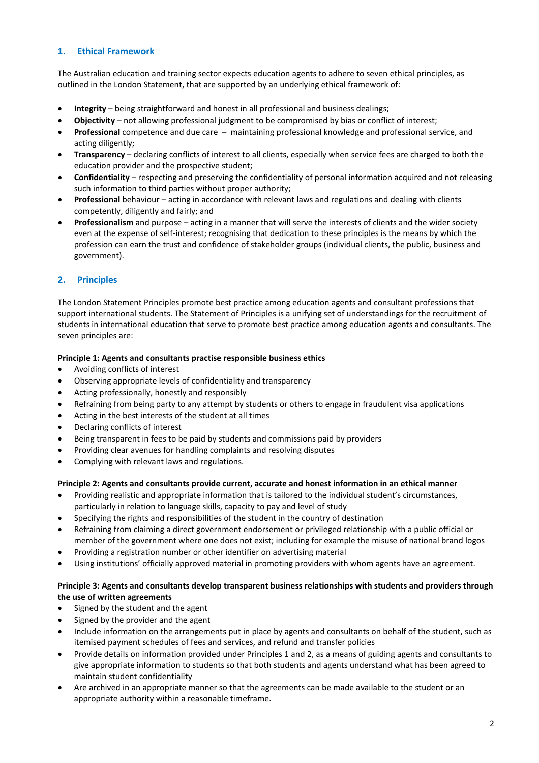## 1. Ethical Framework

The Australian education and training sector expects education agents to adhere to seven ethical principles, as outlined in the London Statement, that are supported by an underlying ethical framework of:

- **Integrity** – being straightforward and honest in all professional and business dealings;
- **Objectivity** – not allowing professional judgment to be compromised by bias or conflict of interest;
- **Professional** competence and due care – maintaining professional knowledge and professional service, and acting diligently;
- **Transparency** – declaring conflicts of interest to all clients, especially when service fees are charged to both the education provider and the prospective student;
- **Confidentiality** – respecting and preserving the confidentiality of personal information acquired and not releasing such information to third parties without proper authority;
- **Professional** behaviour – acting in accordance with relevant laws and regulations and dealing with clients competently, diligently and fairly; and
- **Professionalism** and purpose – acting in a manner that will serve the interests of clients and the wider society even at the expense of self-interest; recognising that dedication to these principles is the means by which the profession can earn the trust and confidence of stakeholder groups (individual clients, the public, business and government).

## 2. Principles

The London Statement Principles promote best practice among education agents and consultant professions that support international students. The Statement of Principles is a unifying set of understandings for the recruitment of students in international education that serve to promote best practice among education agents and consultants. The seven principles are:

**Principle 1: Agents and consultants practise responsible business ethics**

- Avoiding conflicts of interest
- Observing appropriate levels of confidentiality and transparency
- Acting professionally, honestly and responsibly
- Refraining from being party to any attempt by students or others to engage in fraudulent visa applications
- Acting in the best interests of the student at all times
- Declaring conflicts of interest
- Being transparent in fees to be paid by students and commissions paid by providers
- Providing clear avenues for handling complaints and resolving disputes
- Complying with relevant laws and regulations.

**Principle 2: Agents and consultants provide current, accurate and honest information in an ethical manner**

- Providing realistic and appropriate information that is tailored to the individual student's circumstances, particularly in relation to language skills, capacity to pay and level of study
- Specifying the rights and responsibilities of the student in the country of destination
- Refraining from claiming a direct government endorsement or privileged relationship with a public official or member of the government where one does not exist; including for example the misuse of national brand logos
- Providing a registration number or other identifier on advertising material
- Using institutions' officially approved material in promoting providers with whom agents have an agreement.

**Principle 3: Agents and consultants develop transparent business relationships with students and providers through the use of written agreements**

- Signed by the student and the agent
- Signed by the provider and the agent
- Include information on the arrangements put in place by agents and consultants on behalf of the student, such as itemised payment schedules of fees and services, and refund and transfer policies
- Provide details on information provided under Principles 1 and 2, as a means of guiding agents and consultants to give appropriate information to students so that both students and agents understand what has been agreed to maintain student confidentiality
- Are archived in an appropriate manner so that the agreements can be made available to the student or an appropriate authority within a reasonable timeframe.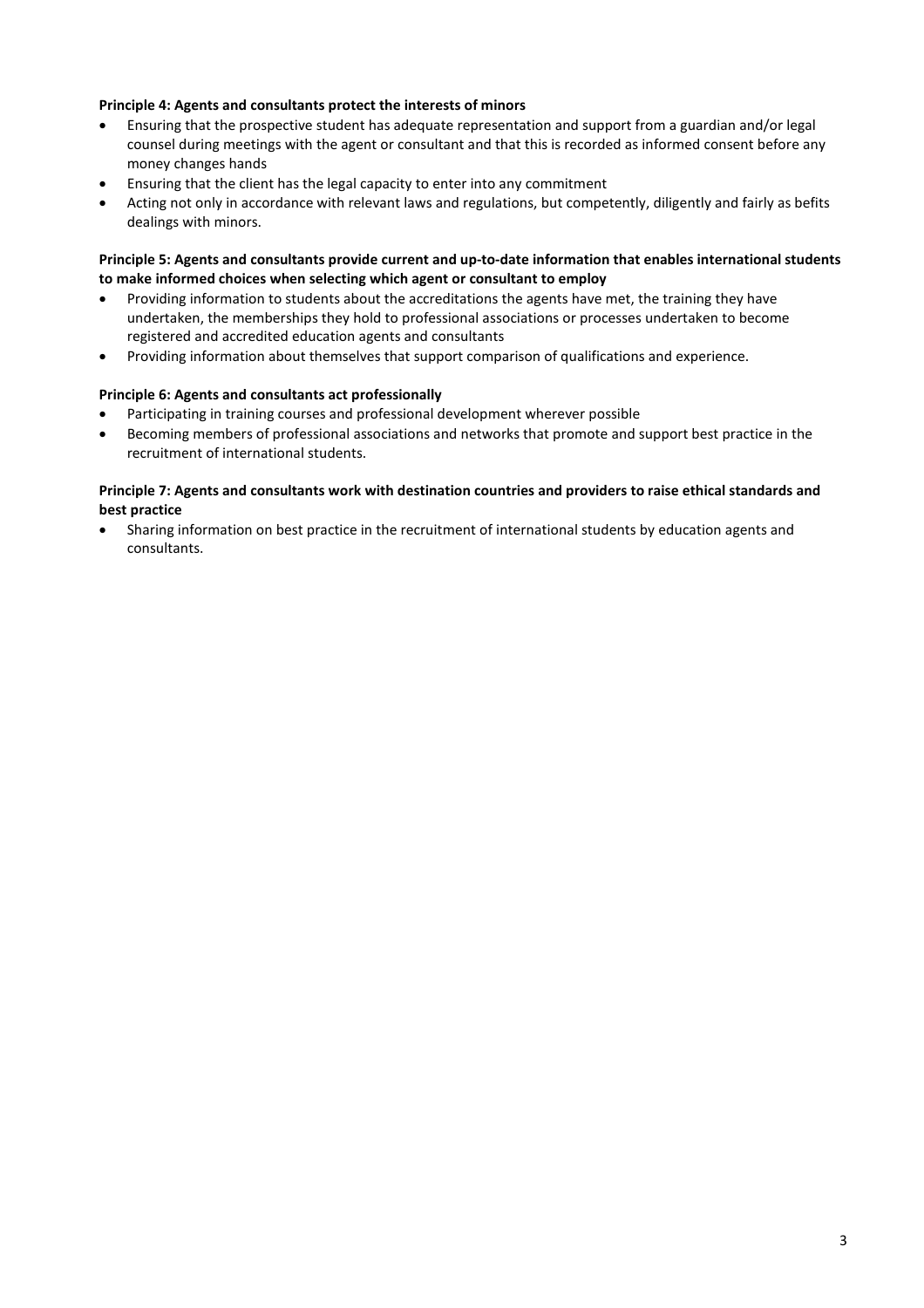**Principle 4: Agents and consultants protect the interests of minors**

- Ensuring that the prospective student has adequate representation and support from a guardian and/or legal counsel during meetings with the agent or consultant and that this is recorded as informed consent before any money changes hands
- Ensuring that the client has the legal capacity to enter into any commitment
- Acting not only in accordance with relevant laws and regulations, but competently, diligently and fairly as befits dealings with minors.

**Principle 5: Agents and consultants provide current and up-to-date information that enables international students to make informed choices when selecting which agent or consultant to employ**

- Providing information to students about the accreditations the agents have met, the training they have undertaken, the memberships they hold to professional associations or processes undertaken to become registered and accredited education agents and consultants
- Providing information about themselves that support comparison of qualifications and experience.

**Principle 6: Agents and consultants act professionally**

- Participating in training courses and professional development wherever possible
- Becoming members of professional associations and networks that promote and support best practice in the recruitment of international students.

**Principle 7: Agents and consultants work with destination countries and providers to raise ethical standards and best practice**

- Sharing information on best practice in the recruitment of international students by education agents and consultants.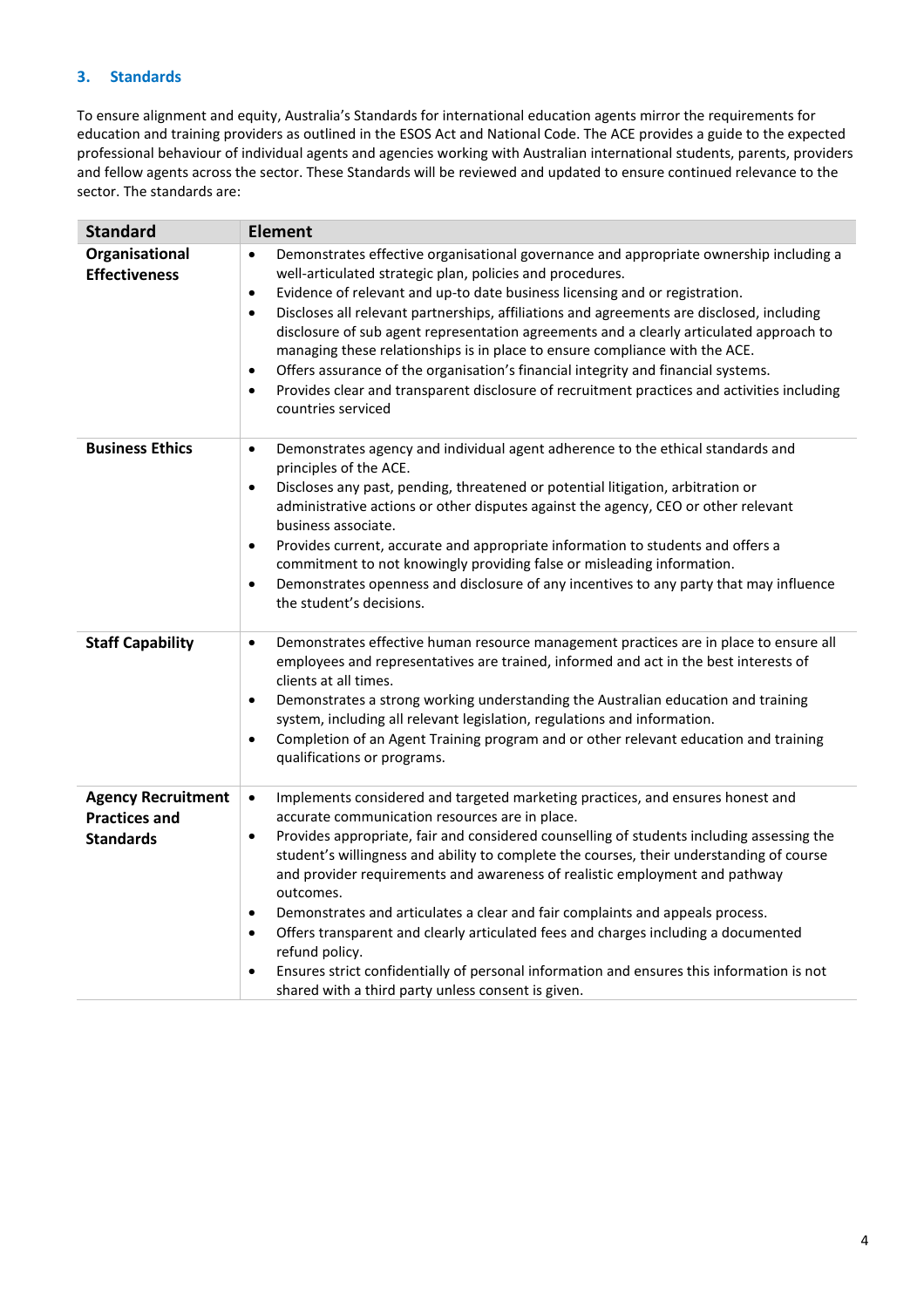## 3. Standards

To ensure alignment and equity, Australia's Standards for international education agents mirror the requirements for education and training providers as outlined in the ESOS Act and National Code. The ACE provides a guide to the expected professional behaviour of individual agents and agencies working with Australian international students, parents, providers and fellow agents across the sector. These Standards will be reviewed and updated to ensure continued relevance to the sector. The standards are:

| Standard | Element |
|---|---|
| **Organisational Effectiveness** | • Demonstrates effective organisational governance and appropriate ownership including a well-articulated strategic plan, policies and procedures.<br>• Evidence of relevant and up-to date business licensing and or registration.<br>• Discloses all relevant partnerships, affiliations and agreements are disclosed, including disclosure of sub agent representation agreements and a clearly articulated approach to managing these relationships is in place to ensure compliance with the ACE.<br>• Offers assurance of the organisation's financial integrity and financial systems.<br>• Provides clear and transparent disclosure of recruitment practices and activities including countries serviced |
| **Business Ethics** | • Demonstrates agency and individual agent adherence to the ethical standards and principles of the ACE.<br>• Discloses any past, pending, threatened or potential litigation, arbitration or administrative actions or other disputes against the agency, CEO or other relevant business associate.<br>• Provides current, accurate and appropriate information to students and offers a commitment to not knowingly providing false or misleading information.<br>• Demonstrates openness and disclosure of any incentives to any party that may influence the student's decisions. |
| **Staff Capability** | • Demonstrates effective human resource management practices are in place to ensure all employees and representatives are trained, informed and act in the best interests of clients at all times.<br>• Demonstrates a strong working understanding the Australian education and training system, including all relevant legislation, regulations and information.<br>• Completion of an Agent Training program and or other relevant education and training qualifications or programs. |
| **Agency Recruitment Practices and Standards** | • Implements considered and targeted marketing practices, and ensures honest and accurate communication resources are in place.<br>• Provides appropriate, fair and considered counselling of students including assessing the student's willingness and ability to complete the courses, their understanding of course and provider requirements and awareness of realistic employment and pathway outcomes.<br>• Demonstrates and articulates a clear and fair complaints and appeals process.<br>• Offers transparent and clearly articulated fees and charges including a documented refund policy.<br>• Ensures strict confidentially of personal information and ensures this information is not shared with a third party unless consent is given. |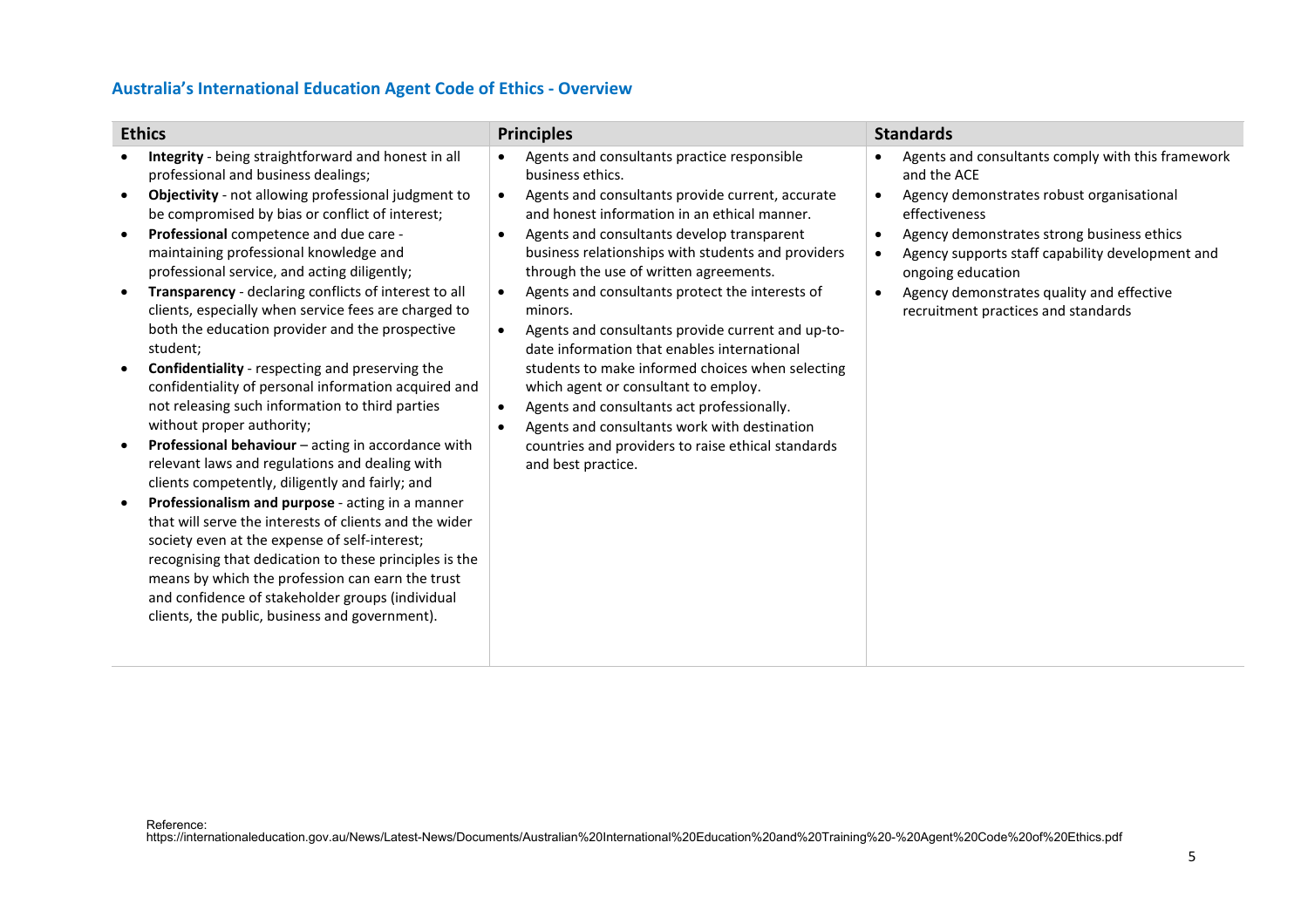## Australia's International Education Agent Code of Ethics - Overview

| Ethics | Principles | Standards |
|---|---|---|
| • **Integrity** - being straightforward and honest in all professional and business dealings;<br>• **Objectivity** - not allowing professional judgment to be compromised by bias or conflict of interest;<br>• **Professional** competence and due care - maintaining professional knowledge and professional service, and acting diligently;<br>• **Transparency** - declaring conflicts of interest to all clients, especially when service fees are charged to both the education provider and the prospective student;<br>• **Confidentiality** - respecting and preserving the confidentiality of personal information acquired and not releasing such information to third parties without proper authority;<br>• **Professional behaviour** – acting in accordance with relevant laws and regulations and dealing with clients competently, diligently and fairly; and<br>• **Professionalism and purpose** - acting in a manner that will serve the interests of clients and the wider society even at the expense of self-interest; recognising that dedication to these principles is the means by which the profession can earn the trust and confidence of stakeholder groups (individual clients, the public, business and government). | • Agents and consultants practice responsible business ethics.<br>• Agents and consultants provide current, accurate and honest information in an ethical manner.<br>• Agents and consultants develop transparent business relationships with students and providers through the use of written agreements.<br>• Agents and consultants protect the interests of minors.<br>• Agents and consultants provide current and up-to-date information that enables international students to make informed choices when selecting which agent or consultant to employ.<br>• Agents and consultants act professionally.<br>• Agents and consultants work with destination countries and providers to raise ethical standards and best practice. | • Agents and consultants comply with this framework and the ACE<br>• Agency demonstrates robust organisational effectiveness<br>• Agency demonstrates strong business ethics<br>• Agency supports staff capability development and ongoing education<br>• Agency demonstrates quality and effective recruitment practices and standards |

Reference:
https://internationaleducation.gov.au/News/Latest-News/Documents/Australian%20International%20Education%20and%20Training%20-%20Agent%20Code%20of%20Ethics.pdf